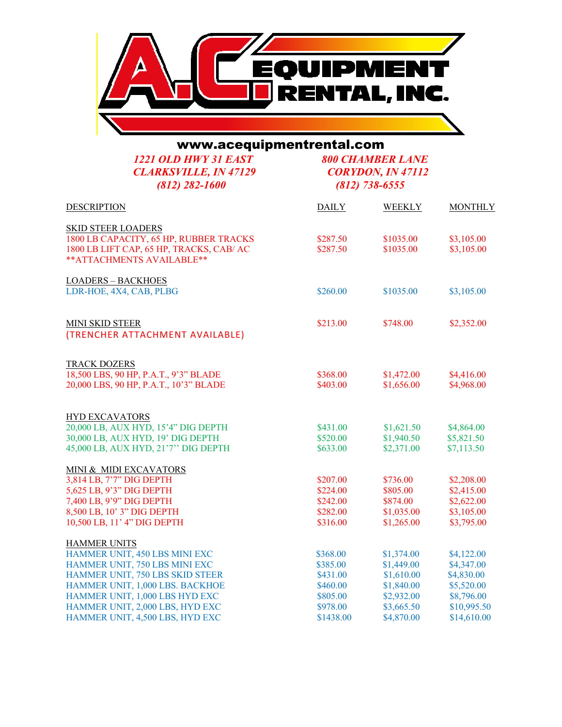# A.C. EQUIPMENT RENTAL, INC.

www.acequipmentrental.com

| *1221 OLD HWY 31 EAST* | *800 CHAMBER LANE* |
|---|---|
| *CLARKSVILLE, IN 47129* | *CORYDON, IN 47112* |
| *(812) 282-1600* | *(812) 738-6555* |

| DESCRIPTION | DAILY | WEEKLY | MONTHLY |
|---|---|---|---|
| SKID STEER LOADERS | | | |
| 1800 LB CAPACITY, 65 HP, RUBBER TRACKS | $287.50 | $1035.00 | $3,105.00 |
| 1800 LB LIFT CAP, 65 HP, TRACKS, CAB/ AC | $287.50 | $1035.00 | $3,105.00 |
| **ATTACHMENTS AVAILABLE** | | | |
| LOADERS – BACKHOES | | | |
| LDR-HOE, 4X4, CAB, PLBG | $260.00 | $1035.00 | $3,105.00 |
| MINI SKID STEER | $213.00 | $748.00 | $2,352.00 |
| (TRENCHER ATTACHMENT AVAILABLE) | | | |
| TRACK DOZERS | | | |
| 18,500 LBS, 90 HP, P.A.T., 9'3" BLADE | $368.00 | $1,472.00 | $4,416.00 |
| 20,000 LBS, 90 HP, P.A.T., 10'3" BLADE | $403.00 | $1,656.00 | $4,968.00 |
| HYD EXCAVATORS | | | |
| 20,000 LB, AUX HYD, 15'4" DIG DEPTH | $431.00 | $1,621.50 | $4,864.00 |
| 30,000 LB, AUX HYD, 19' DIG DEPTH | $520.00 | $1,940.50 | $5,821.50 |
| 45,000 LB, AUX HYD, 21'7'' DIG DEPTH | $633.00 | $2,371.00 | $7,113.50 |
| MINI & MIDI EXCAVATORS | | | |
| 3,814 LB, 7'7" DIG DEPTH | $207.00 | $736.00 | $2,208.00 |
| 5,625 LB, 9'3" DIG DEPTH | $224.00 | $805.00 | $2,415.00 |
| 7,400 LB, 9'9" DIG DEPTH | $242.00 | $874.00 | $2,622.00 |
| 8,500 LB, 10' 3" DIG DEPTH | $282.00 | $1,035.00 | $3,105.00 |
| 10,500 LB, 11' 4" DIG DEPTH | $316.00 | $1,265.00 | $3,795.00 |
| HAMMER UNITS | | | |
| HAMMER UNIT, 450 LBS MINI EXC | $368.00 | $1,374.00 | $4,122.00 |
| HAMMER UNIT, 750 LBS MINI EXC | $385.00 | $1,449.00 | $4,347.00 |
| HAMMER UNIT, 750 LBS SKID STEER | $431.00 | $1,610.00 | $4,830.00 |
| HAMMER UNIT, 1,000 LBS. BACKHOE | $460.00 | $1,840.00 | $5,520.00 |
| HAMMER UNIT, 1,000 LBS HYD EXC | $805.00 | $2,932.00 | $8,796.00 |
| HAMMER UNIT, 2,000 LBS, HYD EXC | $978.00 | $3,665.50 | $10,995.50 |
| HAMMER UNIT, 4,500 LBS, HYD EXC | $1438.00 | $4,870.00 | $14,610.00 |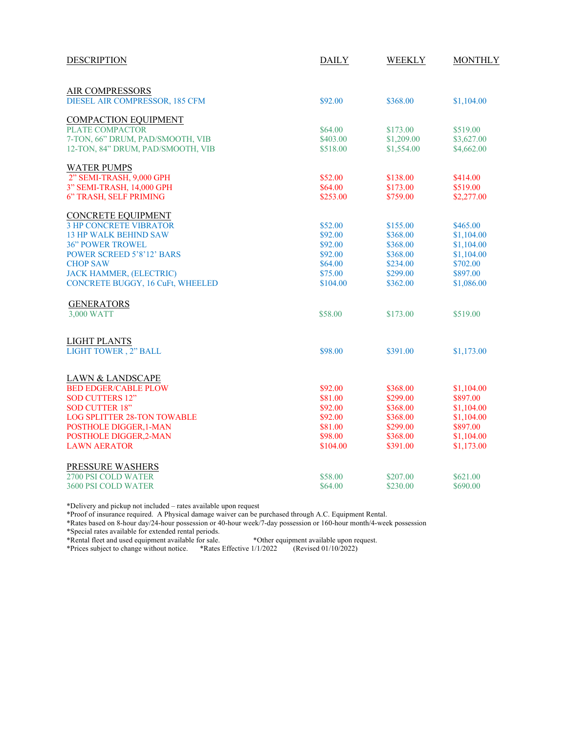| DESCRIPTION | DAILY | WEEKLY | MONTHLY |
|---|---|---|---|
| **AIR COMPRESSORS** | | | |
| DIESEL AIR COMPRESSOR, 185 CFM | $92.00 | $368.00 | $1,104.00 |
| **COMPACTION EQUIPMENT** | | | |
| PLATE COMPACTOR | $64.00 | $173.00 | $519.00 |
| 7-TON, 66” DRUM, PAD/SMOOTH, VIB | $403.00 | $1,209.00 | $3,627.00 |
| 12-TON, 84” DRUM, PAD/SMOOTH, VIB | $518.00 | $1,554.00 | $4,662.00 |
| **WATER PUMPS** | | | |
| 2” SEMI-TRASH, 9,000 GPH | $52.00 | $138.00 | $414.00 |
| 3” SEMI-TRASH, 14,000 GPH | $64.00 | $173.00 | $519.00 |
| 6” TRASH, SELF PRIMING | $253.00 | $759.00 | $2,277.00 |
| **CONCRETE EQUIPMENT** | | | |
| 3 HP CONCRETE VIBRATOR | $52.00 | $155.00 | $465.00 |
| 13 HP WALK BEHIND SAW | $92.00 | $368.00 | $1,104.00 |
| 36” POWER TROWEL | $92.00 | $368.00 | $1,104.00 |
| POWER SCREED 5’8’12’ BARS | $92.00 | $368.00 | $1,104.00 |
| CHOP SAW | $64.00 | $234.00 | $702.00 |
| JACK HAMMER, (ELECTRIC) | $75.00 | $299.00 | $897.00 |
| CONCRETE BUGGY, 16 CuFt, WHEELED | $104.00 | $362.00 | $1,086.00 |
| **GENERATORS** | | | |
| 3,000 WATT | $58.00 | $173.00 | $519.00 |
| **LIGHT PLANTS** | | | |
| LIGHT TOWER , 2” BALL | $98.00 | $391.00 | $1,173.00 |
| **LAWN & LANDSCAPE** | | | |
| BED EDGER/CABLE PLOW | $92.00 | $368.00 | $1,104.00 |
| SOD CUTTERS 12” | $81.00 | $299.00 | $897.00 |
| SOD CUTTER 18” | $92.00 | $368.00 | $1,104.00 |
| LOG SPLITTER 28-TON TOWABLE | $92.00 | $368.00 | $1,104.00 |
| POSTHOLE DIGGER,1-MAN | $81.00 | $299.00 | $897.00 |
| POSTHOLE DIGGER,2-MAN | $98.00 | $368.00 | $1,104.00 |
| LAWN AERATOR | $104.00 | $391.00 | $1,173.00 |
| **PRESSURE WASHERS** | | | |
| 2700 PSI COLD WATER | $58.00 | $207.00 | $621.00 |
| 3600 PSI COLD WATER | $64.00 | $230.00 | $690.00 |

*Delivery and pickup not included – rates available upon request
*Proof of insurance required. A Physical damage waiver can be purchased through A.C. Equipment Rental.
*Rates based on 8-hour day/24-hour possession or 40-hour week/7-day possession or 160-hour month/4-week possession
*Special rates available for extended rental periods.
*Rental fleet and used equipment available for sale. *Other equipment available upon request.
*Prices subject to change without notice. *Rates Effective 1/1/2022 (Revised 01/10/2022)